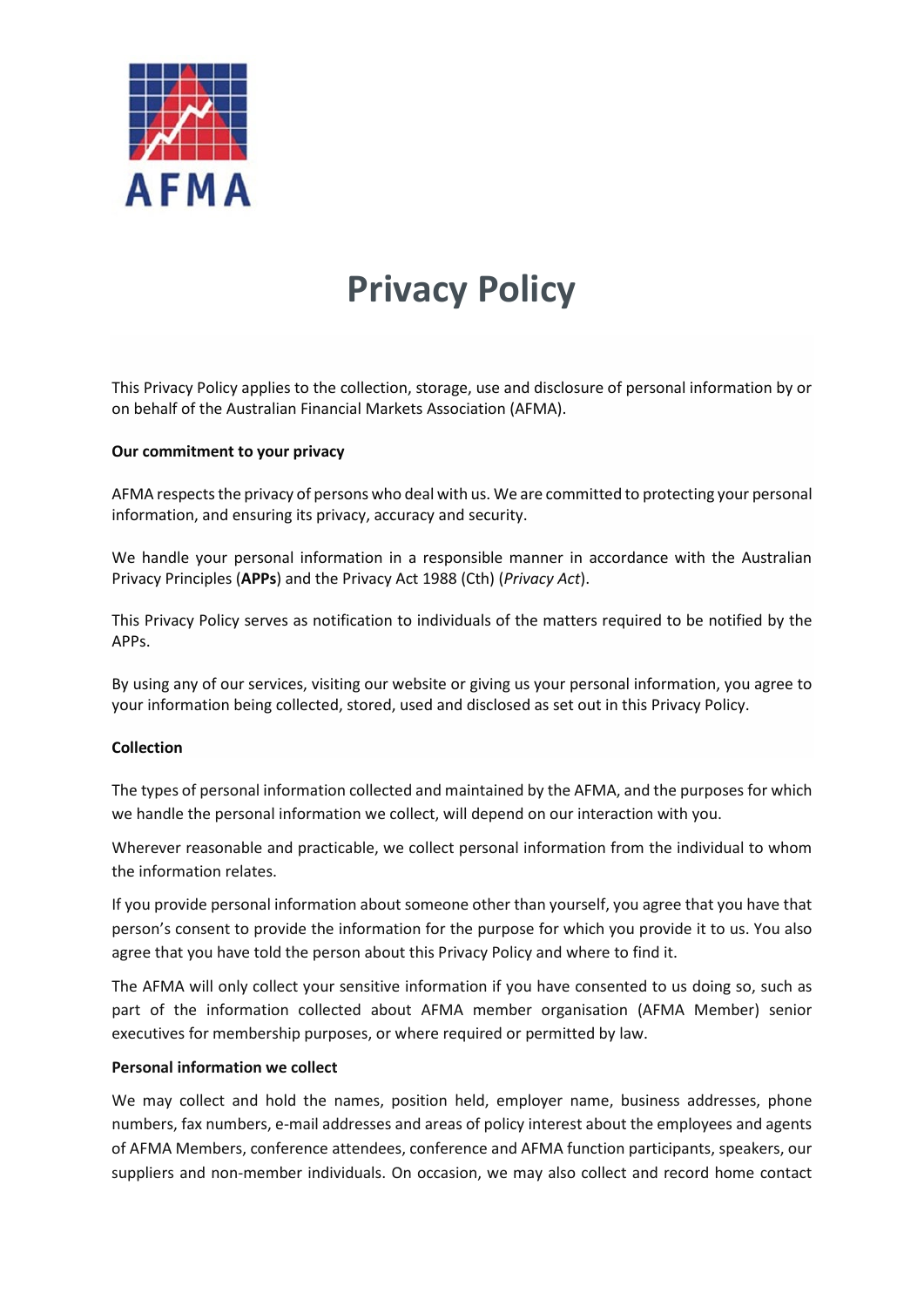# Privacy Policy

This Privacy Policy applies to the collection, storage, use and disclosure of personal information by or on behalf of the Australian Financial Markets Association (AFMA).

**Our commitment to your privacy**

AFMA respects the privacy of persons who deal with us. We are committed to protecting your personal information, and ensuring its privacy, accuracy and security.

We handle your personal information in a responsible manner in accordance with the Australian Privacy Principles (**APPs**) and the Privacy Act 1988 (Cth) (*Privacy Act*).

This Privacy Policy serves as notification to individuals of the matters required to be notified by the APPs.

By using any of our services, visiting our website or giving us your personal information, you agree to your information being collected, stored, used and disclosed as set out in this Privacy Policy.

**Collection**

The types of personal information collected and maintained by the AFMA, and the purposes for which we handle the personal information we collect, will depend on our interaction with you.

Wherever reasonable and practicable, we collect personal information from the individual to whom the information relates.

If you provide personal information about someone other than yourself, you agree that you have that person's consent to provide the information for the purpose for which you provide it to us. You also agree that you have told the person about this Privacy Policy and where to find it.

The AFMA will only collect your sensitive information if you have consented to us doing so, such as part of the information collected about AFMA member organisation (AFMA Member) senior executives for membership purposes, or where required or permitted by law.

**Personal information we collect**

We may collect and hold the names, position held, employer name, business addresses, phone numbers, fax numbers, e-mail addresses and areas of policy interest about the employees and agents of AFMA Members, conference attendees, conference and AFMA function participants, speakers, our suppliers and non-member individuals. On occasion, we may also collect and record home contact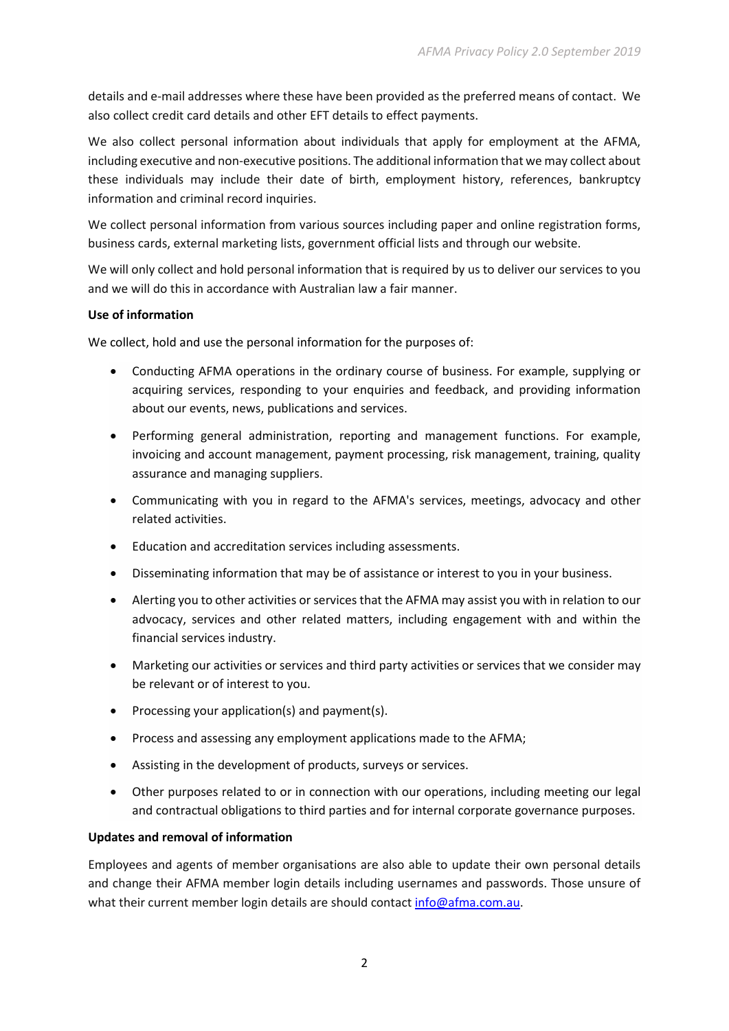details and e-mail addresses where these have been provided as the preferred means of contact. We also collect credit card details and other EFT details to effect payments.

We also collect personal information about individuals that apply for employment at the AFMA, including executive and non-executive positions. The additional information that we may collect about these individuals may include their date of birth, employment history, references, bankruptcy information and criminal record inquiries.

We collect personal information from various sources including paper and online registration forms, business cards, external marketing lists, government official lists and through our website.

We will only collect and hold personal information that is required by us to deliver our services to you and we will do this in accordance with Australian law a fair manner.

**Use of information**

We collect, hold and use the personal information for the purposes of:

- Conducting AFMA operations in the ordinary course of business. For example, supplying or acquiring services, responding to your enquiries and feedback, and providing information about our events, news, publications and services.
- Performing general administration, reporting and management functions. For example, invoicing and account management, payment processing, risk management, training, quality assurance and managing suppliers.
- Communicating with you in regard to the AFMA's services, meetings, advocacy and other related activities.
- Education and accreditation services including assessments.
- Disseminating information that may be of assistance or interest to you in your business.
- Alerting you to other activities or services that the AFMA may assist you with in relation to our advocacy, services and other related matters, including engagement with and within the financial services industry.
- Marketing our activities or services and third party activities or services that we consider may be relevant or of interest to you.
- Processing your application(s) and payment(s).
- Process and assessing any employment applications made to the AFMA;
- Assisting in the development of products, surveys or services.
- Other purposes related to or in connection with our operations, including meeting our legal and contractual obligations to third parties and for internal corporate governance purposes.

**Updates and removal of information**

Employees and agents of member organisations are also able to update their own personal details and change their AFMA member login details including usernames and passwords. Those unsure of what their current member login details are should contact info@afma.com.au.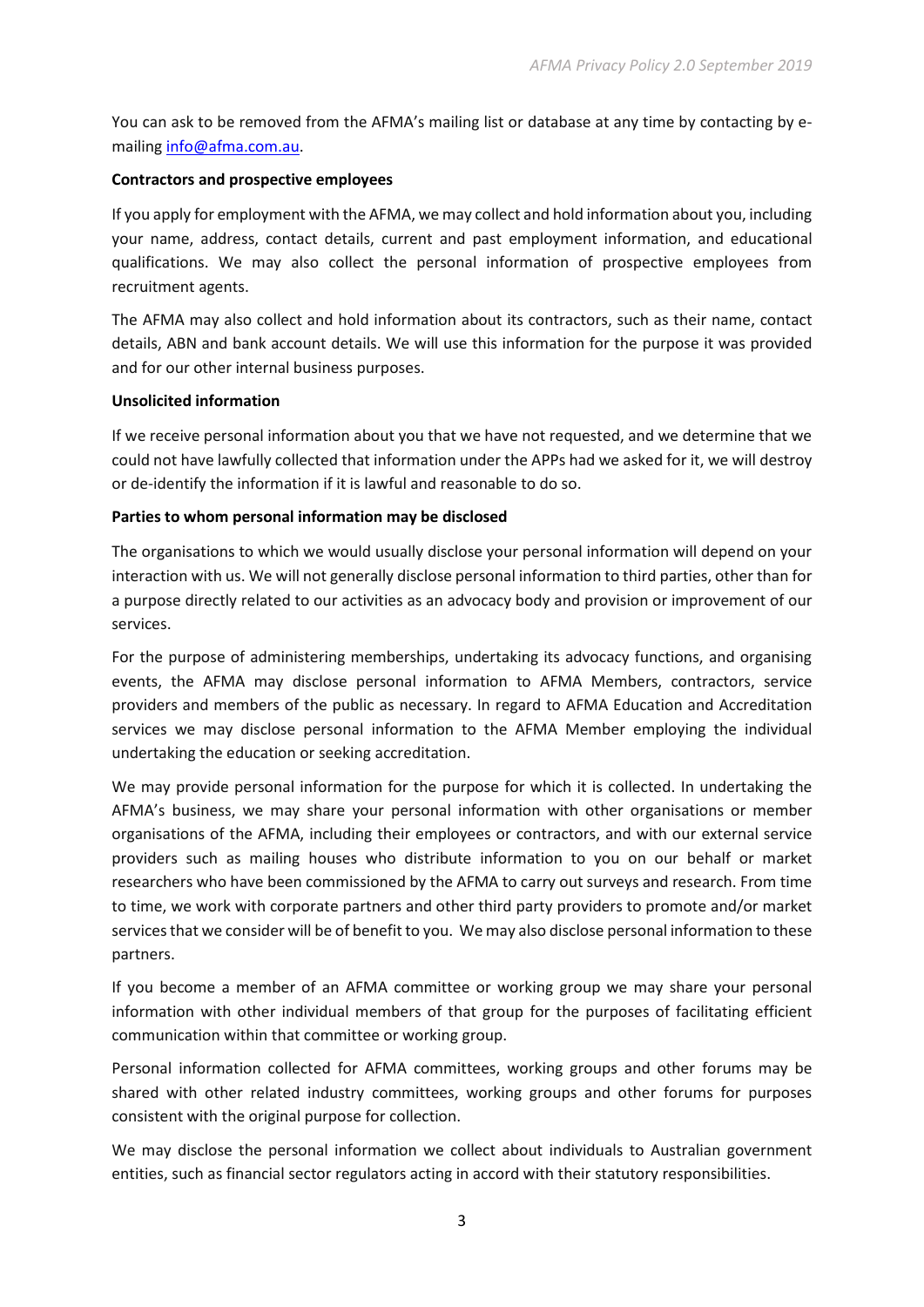You can ask to be removed from the AFMA's mailing list or database at any time by contacting by e-mailing info@afma.com.au.

**Contractors and prospective employees**

If you apply for employment with the AFMA, we may collect and hold information about you, including your name, address, contact details, current and past employment information, and educational qualifications. We may also collect the personal information of prospective employees from recruitment agents.

The AFMA may also collect and hold information about its contractors, such as their name, contact details, ABN and bank account details. We will use this information for the purpose it was provided and for our other internal business purposes.

**Unsolicited information**

If we receive personal information about you that we have not requested, and we determine that we could not have lawfully collected that information under the APPs had we asked for it, we will destroy or de-identify the information if it is lawful and reasonable to do so.

**Parties to whom personal information may be disclosed**

The organisations to which we would usually disclose your personal information will depend on your interaction with us. We will not generally disclose personal information to third parties, other than for a purpose directly related to our activities as an advocacy body and provision or improvement of our services.

For the purpose of administering memberships, undertaking its advocacy functions, and organising events, the AFMA may disclose personal information to AFMA Members, contractors, service providers and members of the public as necessary. In regard to AFMA Education and Accreditation services we may disclose personal information to the AFMA Member employing the individual undertaking the education or seeking accreditation.

We may provide personal information for the purpose for which it is collected. In undertaking the AFMA's business, we may share your personal information with other organisations or member organisations of the AFMA, including their employees or contractors, and with our external service providers such as mailing houses who distribute information to you on our behalf or market researchers who have been commissioned by the AFMA to carry out surveys and research. From time to time, we work with corporate partners and other third party providers to promote and/or market services that we consider will be of benefit to you. We may also disclose personal information to these partners.

If you become a member of an AFMA committee or working group we may share your personal information with other individual members of that group for the purposes of facilitating efficient communication within that committee or working group.

Personal information collected for AFMA committees, working groups and other forums may be shared with other related industry committees, working groups and other forums for purposes consistent with the original purpose for collection.

We may disclose the personal information we collect about individuals to Australian government entities, such as financial sector regulators acting in accord with their statutory responsibilities.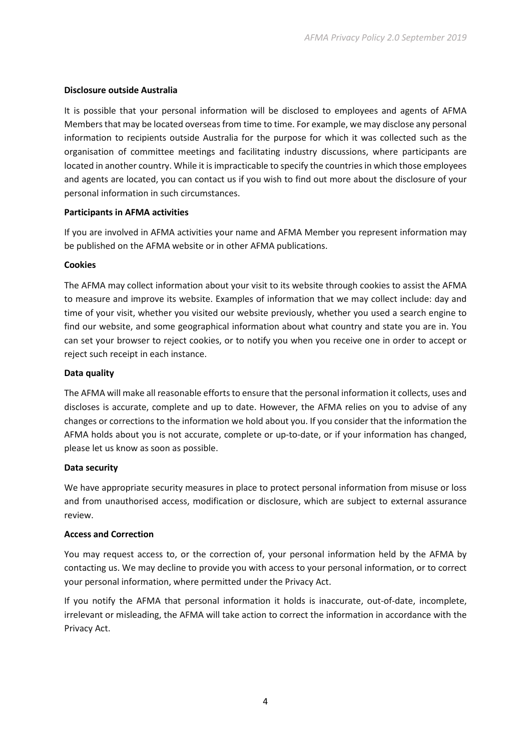**Disclosure outside Australia**

It is possible that your personal information will be disclosed to employees and agents of AFMA Members that may be located overseas from time to time. For example, we may disclose any personal information to recipients outside Australia for the purpose for which it was collected such as the organisation of committee meetings and facilitating industry discussions, where participants are located in another country. While it is impracticable to specify the countries in which those employees and agents are located, you can contact us if you wish to find out more about the disclosure of your personal information in such circumstances.

**Participants in AFMA activities**

If you are involved in AFMA activities your name and AFMA Member you represent information may be published on the AFMA website or in other AFMA publications.

**Cookies**

The AFMA may collect information about your visit to its website through cookies to assist the AFMA to measure and improve its website. Examples of information that we may collect include: day and time of your visit, whether you visited our website previously, whether you used a search engine to find our website, and some geographical information about what country and state you are in. You can set your browser to reject cookies, or to notify you when you receive one in order to accept or reject such receipt in each instance.

**Data quality**

The AFMA will make all reasonable efforts to ensure that the personal information it collects, uses and discloses is accurate, complete and up to date. However, the AFMA relies on you to advise of any changes or corrections to the information we hold about you. If you consider that the information the AFMA holds about you is not accurate, complete or up-to-date, or if your information has changed, please let us know as soon as possible.

**Data security**

We have appropriate security measures in place to protect personal information from misuse or loss and from unauthorised access, modification or disclosure, which are subject to external assurance review.

**Access and Correction**

You may request access to, or the correction of, your personal information held by the AFMA by contacting us. We may decline to provide you with access to your personal information, or to correct your personal information, where permitted under the Privacy Act.

If you notify the AFMA that personal information it holds is inaccurate, out-of-date, incomplete, irrelevant or misleading, the AFMA will take action to correct the information in accordance with the Privacy Act.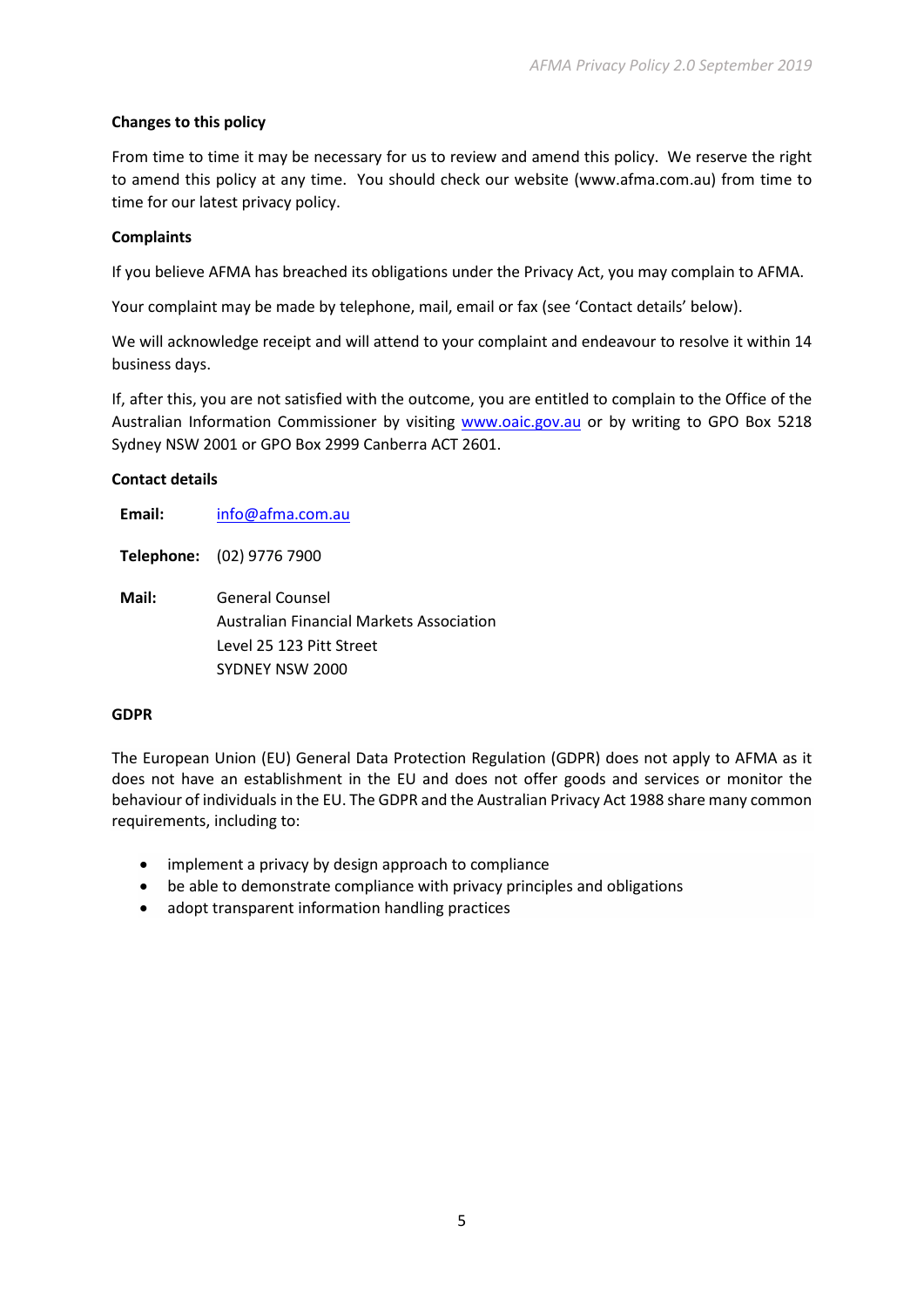**Changes to this policy**

From time to time it may be necessary for us to review and amend this policy. We reserve the right to amend this policy at any time. You should check our website (www.afma.com.au) from time to time for our latest privacy policy.

**Complaints**

If you believe AFMA has breached its obligations under the Privacy Act, you may complain to AFMA.

Your complaint may be made by telephone, mail, email or fax (see 'Contact details' below).

We will acknowledge receipt and will attend to your complaint and endeavour to resolve it within 14 business days.

If, after this, you are not satisfied with the outcome, you are entitled to complain to the Office of the Australian Information Commissioner by visiting www.oaic.gov.au or by writing to GPO Box 5218 Sydney NSW 2001 or GPO Box 2999 Canberra ACT 2601.

**Contact details**

**Email:** info@afma.com.au

**Telephone:** (02) 9776 7900

**Mail:** General Counsel
Australian Financial Markets Association
Level 25 123 Pitt Street
SYDNEY NSW 2000

**GDPR**

The European Union (EU) General Data Protection Regulation (GDPR) does not apply to AFMA as it does not have an establishment in the EU and does not offer goods and services or monitor the behaviour of individuals in the EU. The GDPR and the Australian Privacy Act 1988 share many common requirements, including to:

- implement a privacy by design approach to compliance
- be able to demonstrate compliance with privacy principles and obligations
- adopt transparent information handling practices